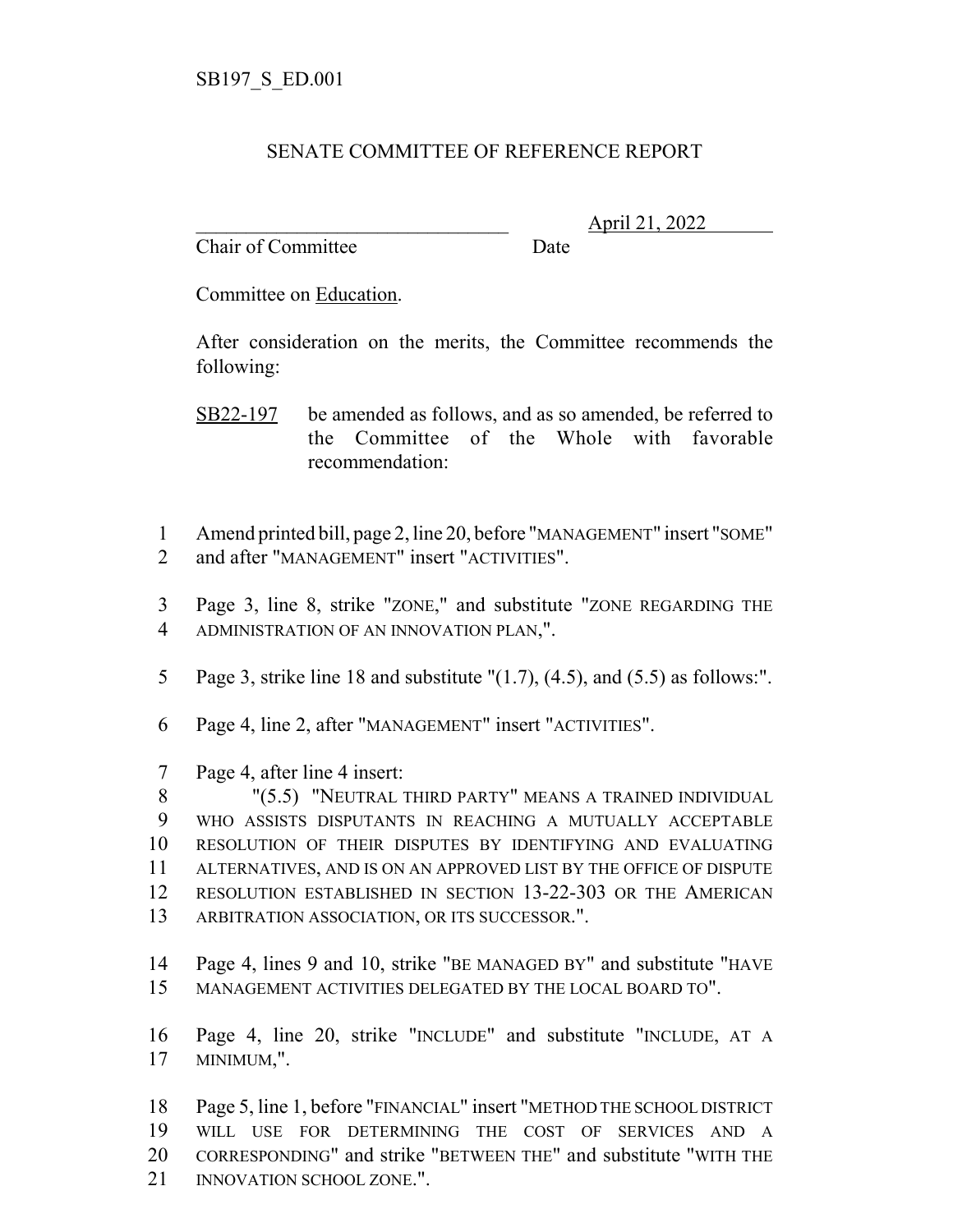SB197_S_ED.001

# SENATE COMMITTEE OF REFERENCE REPORT

_______________________________ April 21, 2022

Chair of Committee Date

Committee on Education.

After consideration on the merits, the Committee recommends the following:

SB22-197 be amended as follows, and as so amended, be referred to the Committee of the Whole with favorable recommendation:

1 Amend printed bill, page 2, line 20, before "MANAGEMENT" insert "SOME"
2 and after "MANAGEMENT" insert "ACTIVITIES".

3 Page 3, line 8, strike "ZONE," and substitute "ZONE REGARDING THE
4 ADMINISTRATION OF AN INNOVATION PLAN,".

5 Page 3, strike line 18 and substitute "(1.7), (4.5), and (5.5) as follows:".

6 Page 4, line 2, after "MANAGEMENT" insert "ACTIVITIES".

7 Page 4, after line 4 insert:
8 "(5.5) "NEUTRAL THIRD PARTY" MEANS A TRAINED INDIVIDUAL
9 WHO ASSISTS DISPUTANTS IN REACHING A MUTUALLY ACCEPTABLE
10 RESOLUTION OF THEIR DISPUTES BY IDENTIFYING AND EVALUATING
11 ALTERNATIVES, AND IS ON AN APPROVED LIST BY THE OFFICE OF DISPUTE
12 RESOLUTION ESTABLISHED IN SECTION 13-22-303 OR THE AMERICAN
13 ARBITRATION ASSOCIATION, OR ITS SUCCESSOR.".

14 Page 4, lines 9 and 10, strike "BE MANAGED BY" and substitute "HAVE
15 MANAGEMENT ACTIVITIES DELEGATED BY THE LOCAL BOARD TO".

16 Page 4, line 20, strike "INCLUDE" and substitute "INCLUDE, AT A
17 MINIMUM,".

18 Page 5, line 1, before "FINANCIAL" insert "METHOD THE SCHOOL DISTRICT
19 WILL USE FOR DETERMINING THE COST OF SERVICES AND A
20 CORRESPONDING" and strike "BETWEEN THE" and substitute "WITH THE
21 INNOVATION SCHOOL ZONE.".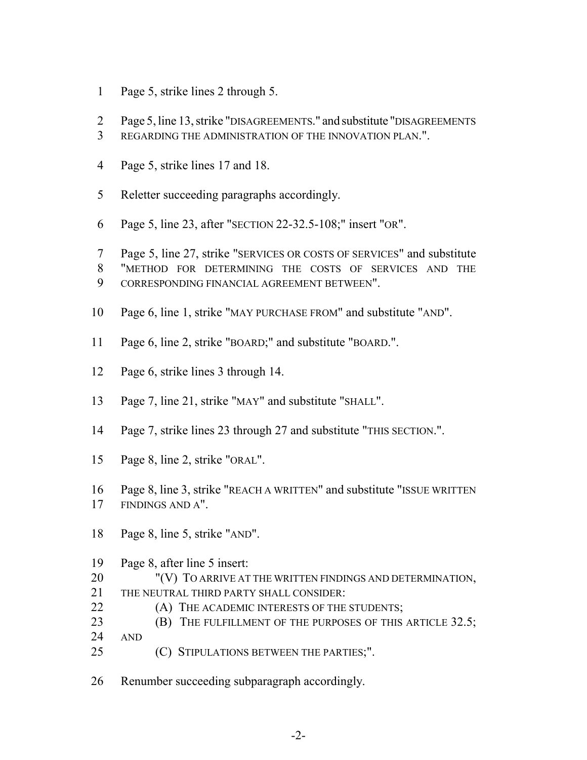1 Page 5, strike lines 2 through 5.

2 Page 5, line 13, strike "DISAGREEMENTS." and substitute "DISAGREEMENTS
3 REGARDING THE ADMINISTRATION OF THE INNOVATION PLAN.".

4 Page 5, strike lines 17 and 18.

5 Reletter succeeding paragraphs accordingly.

6 Page 5, line 23, after "SECTION 22-32.5-108;" insert "OR".

7 Page 5, line 27, strike "SERVICES OR COSTS OF SERVICES" and substitute
8 "METHOD FOR DETERMINING THE COSTS OF SERVICES AND THE
9 CORRESPONDING FINANCIAL AGREEMENT BETWEEN".

10 Page 6, line 1, strike "MAY PURCHASE FROM" and substitute "AND".

11 Page 6, line 2, strike "BOARD;" and substitute "BOARD.".

12 Page 6, strike lines 3 through 14.

13 Page 7, line 21, strike "MAY" and substitute "SHALL".

14 Page 7, strike lines 23 through 27 and substitute "THIS SECTION.".

15 Page 8, line 2, strike "ORAL".

16 Page 8, line 3, strike "REACH A WRITTEN" and substitute "ISSUE WRITTEN
17 FINDINGS AND A".

18 Page 8, line 5, strike "AND".

19 Page 8, after line 5 insert:
20 "(V) TO ARRIVE AT THE WRITTEN FINDINGS AND DETERMINATION,
21 THE NEUTRAL THIRD PARTY SHALL CONSIDER:
22 (A) THE ACADEMIC INTERESTS OF THE STUDENTS;
23 (B) THE FULFILLMENT OF THE PURPOSES OF THIS ARTICLE 32.5;
24 AND
25 (C) STIPULATIONS BETWEEN THE PARTIES;".

26 Renumber succeeding subparagraph accordingly.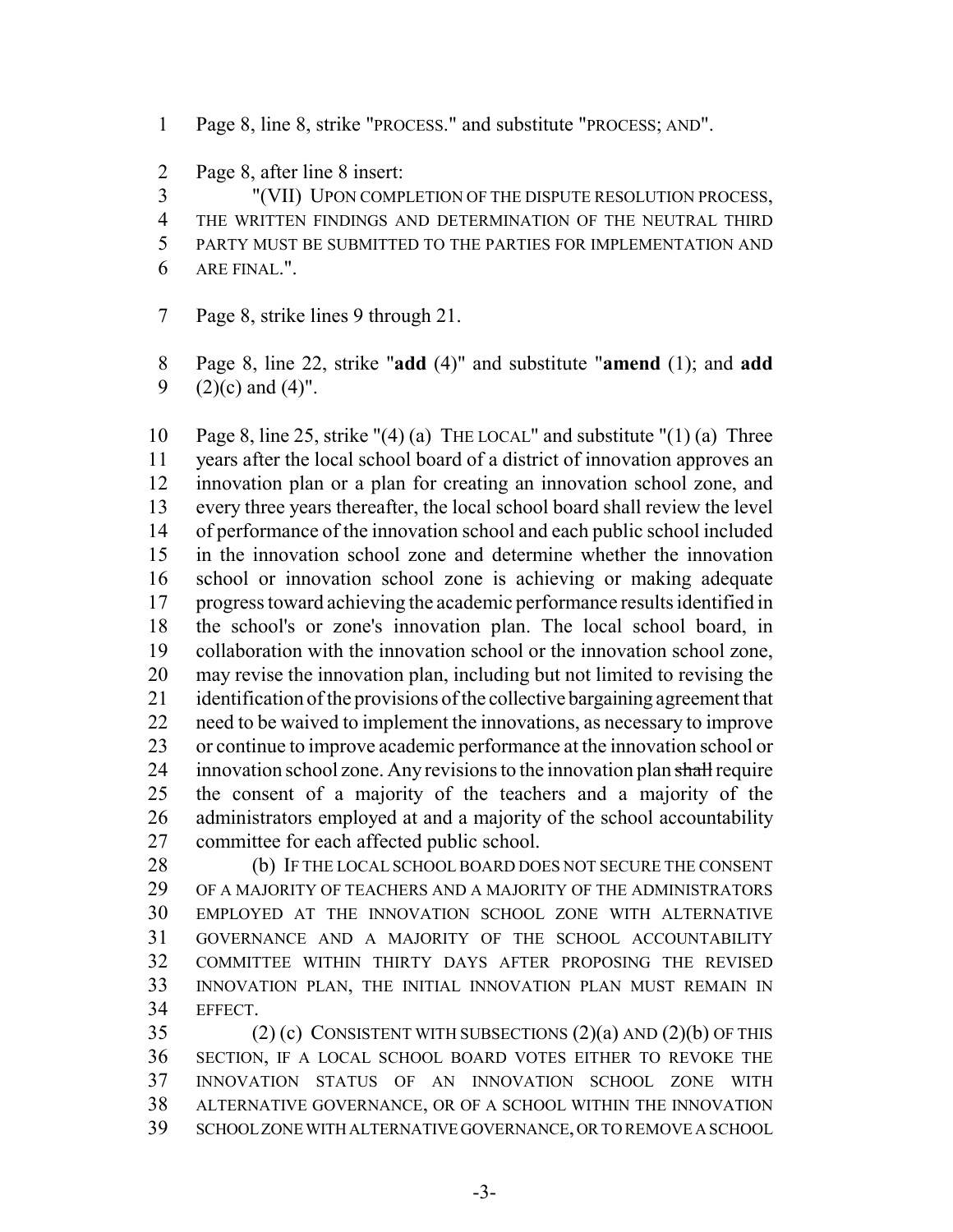Page 8, line 8, strike "PROCESS." and substitute "PROCESS; AND".

Page 8, after line 8 insert:

"(VII) UPON COMPLETION OF THE DISPUTE RESOLUTION PROCESS, THE WRITTEN FINDINGS AND DETERMINATION OF THE NEUTRAL THIRD PARTY MUST BE SUBMITTED TO THE PARTIES FOR IMPLEMENTATION AND ARE FINAL.".

Page 8, strike lines 9 through 21.

Page 8, line 22, strike "**add** (4)" and substitute "**amend** (1); and **add** (2)(c) and (4)".

Page 8, line 25, strike "(4) (a) THE LOCAL" and substitute "(1) (a) Three years after the local school board of a district of innovation approves an innovation plan or a plan for creating an innovation school zone, and every three years thereafter, the local school board shall review the level of performance of the innovation school and each public school included in the innovation school zone and determine whether the innovation school or innovation school zone is achieving or making adequate progress toward achieving the academic performance results identified in the school's or zone's innovation plan. The local school board, in collaboration with the innovation school or the innovation school zone, may revise the innovation plan, including but not limited to revising the identification of the provisions of the collective bargaining agreement that need to be waived to implement the innovations, as necessary to improve or continue to improve academic performance at the innovation school or innovation school zone. Any revisions to the innovation plan ~~shall~~ require the consent of a majority of the teachers and a majority of the administrators employed at and a majority of the school accountability committee for each affected public school.

(b) IF THE LOCAL SCHOOL BOARD DOES NOT SECURE THE CONSENT OF A MAJORITY OF TEACHERS AND A MAJORITY OF THE ADMINISTRATORS EMPLOYED AT THE INNOVATION SCHOOL ZONE WITH ALTERNATIVE GOVERNANCE AND A MAJORITY OF THE SCHOOL ACCOUNTABILITY COMMITTEE WITHIN THIRTY DAYS AFTER PROPOSING THE REVISED INNOVATION PLAN, THE INITIAL INNOVATION PLAN MUST REMAIN IN EFFECT.

(2) (c) CONSISTENT WITH SUBSECTIONS (2)(a) AND (2)(b) OF THIS SECTION, IF A LOCAL SCHOOL BOARD VOTES EITHER TO REVOKE THE INNOVATION STATUS OF AN INNOVATION SCHOOL ZONE WITH ALTERNATIVE GOVERNANCE, OR OF A SCHOOL WITHIN THE INNOVATION SCHOOL ZONE WITH ALTERNATIVE GOVERNANCE, OR TO REMOVE A SCHOOL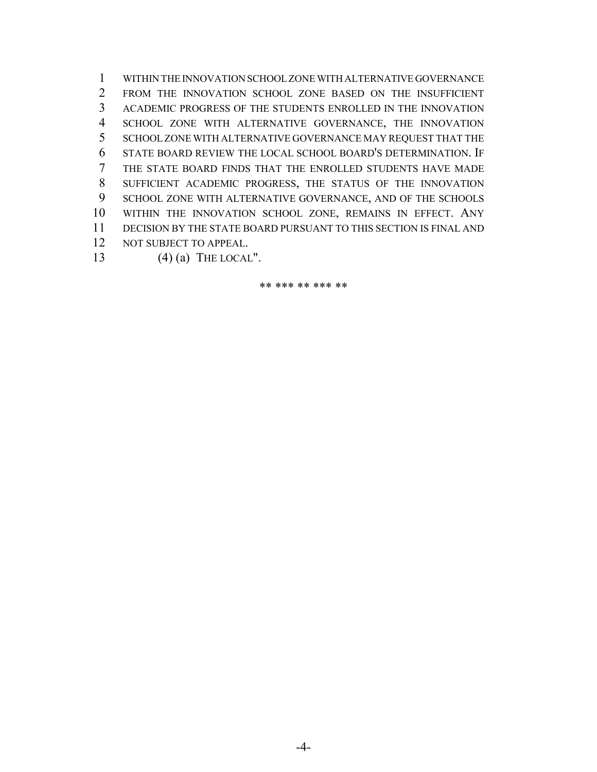WITHIN THE INNOVATION SCHOOL ZONE WITH ALTERNATIVE GOVERNANCE FROM THE INNOVATION SCHOOL ZONE BASED ON THE INSUFFICIENT ACADEMIC PROGRESS OF THE STUDENTS ENROLLED IN THE INNOVATION SCHOOL ZONE WITH ALTERNATIVE GOVERNANCE, THE INNOVATION SCHOOL ZONE WITH ALTERNATIVE GOVERNANCE MAY REQUEST THAT THE STATE BOARD REVIEW THE LOCAL SCHOOL BOARD'S DETERMINATION. IF THE STATE BOARD FINDS THAT THE ENROLLED STUDENTS HAVE MADE SUFFICIENT ACADEMIC PROGRESS, THE STATUS OF THE INNOVATION SCHOOL ZONE WITH ALTERNATIVE GOVERNANCE, AND OF THE SCHOOLS WITHIN THE INNOVATION SCHOOL ZONE, REMAINS IN EFFECT. ANY DECISION BY THE STATE BOARD PURSUANT TO THIS SECTION IS FINAL AND NOT SUBJECT TO APPEAL.

(4) (a) THE LOCAL".

** *** ** *** **